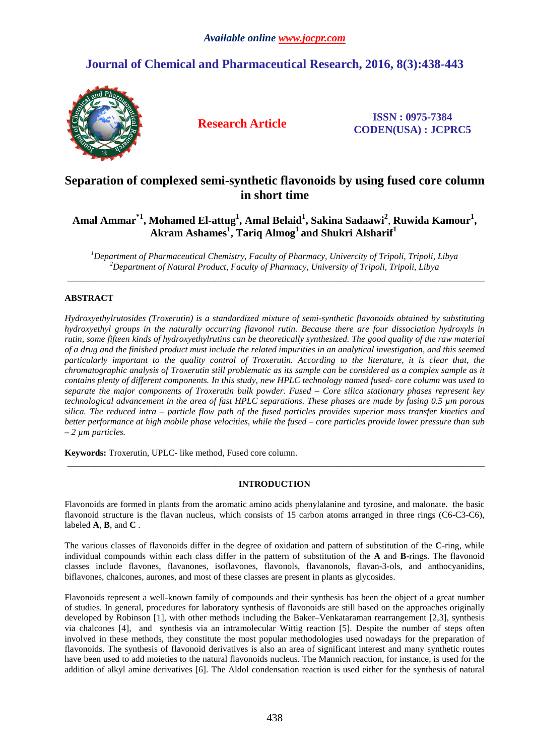Available online www.jocpr.com

# Journal of Chemical and Pharmaceutical Research, 2016, 8(3):438-443

**Research Article**

**ISSN : 0975-7384**
**CODEN(USA) : JCPRC5**

# Separation of complexed semi-synthetic flavonoids by using fused core column in short time

**Amal Ammar[*1], Mohamed El-attug[1], Amal Belaid[1], Sakina Sadaawi[2], Ruwida Kamour[1], Akram Ashames[1], Tariq Almog[1] and Shukri Alsharif[1]**

*[1]Department of Pharmaceutical Chemistry, Faculty of Pharmacy, Univercity of Tripoli, Tripoli, Libya*
*[2]Department of Natural Product, Faculty of Pharmacy, University of Tripoli, Tripoli, Libya*

---

## ABSTRACT

*Hydroxyethylrutosides (Troxerutin) is a standardized mixture of semi-synthetic flavonoids obtained by substituting hydroxyethyl groups in the naturally occurring flavonol rutin. Because there are four dissociation hydroxyls in rutin, some fifteen kinds of hydroxyethylrutins can be theoretically synthesized. The good quality of the raw material of a drug and the finished product must include the related impurities in an analytical investigation, and this seemed particularly important to the quality control of Troxerutin. According to the literature, it is clear that, the chromatographic analysis of Troxerutin still problematic as its sample can be considered as a complex sample as it contains plenty of different components. In this study, new HPLC technology named fused- core column was used to separate the major components of Troxerutin bulk powder. Fused – Core silica stationary phases represent key technological advancement in the area of fast HPLC separations. These phases are made by fusing 0.5 µm porous silica. The reduced intra – particle flow path of the fused particles provides superior mass transfer kinetics and better performance at high mobile phase velocities, while the fused – core particles provide lower pressure than sub – 2 µm particles.*

**Keywords:** Troxerutin, UPLC- like method, Fused core column.

---

## INTRODUCTION

Flavonoids are formed in plants from the aromatic amino acids phenylalanine and tyrosine, and malonate. the basic flavonoid structure is the flavan nucleus, which consists of 15 carbon atoms arranged in three rings (C6-C3-C6), labeled **A**, **B**, and **C** .

The various classes of flavonoids differ in the degree of oxidation and pattern of substitution of the **C**-ring, while individual compounds within each class differ in the pattern of substitution of the **A** and **B**-rings. The flavonoid classes include flavones, flavanones, isoflavones, flavonols, flavanonols, flavan-3-ols, and anthocyanidins, biflavones, chalcones, aurones, and most of these classes are present in plants as glycosides.

Flavonoids represent a well-known family of compounds and their synthesis has been the object of a great number of studies. In general, procedures for laboratory synthesis of flavonoids are still based on the approaches originally developed by Robinson [1], with other methods including the Baker–Venkataraman rearrangement [2,3], synthesis via chalcones [4], and synthesis via an intramolecular Wittig reaction [5]. Despite the number of steps often involved in these methods, they constitute the most popular methodologies used nowadays for the preparation of flavonoids. The synthesis of flavonoid derivatives is also an area of significant interest and many synthetic routes have been used to add moieties to the natural flavonoids nucleus. The Mannich reaction, for instance, is used for the addition of alkyl amine derivatives [6]. The Aldol condensation reaction is used either for the synthesis of natural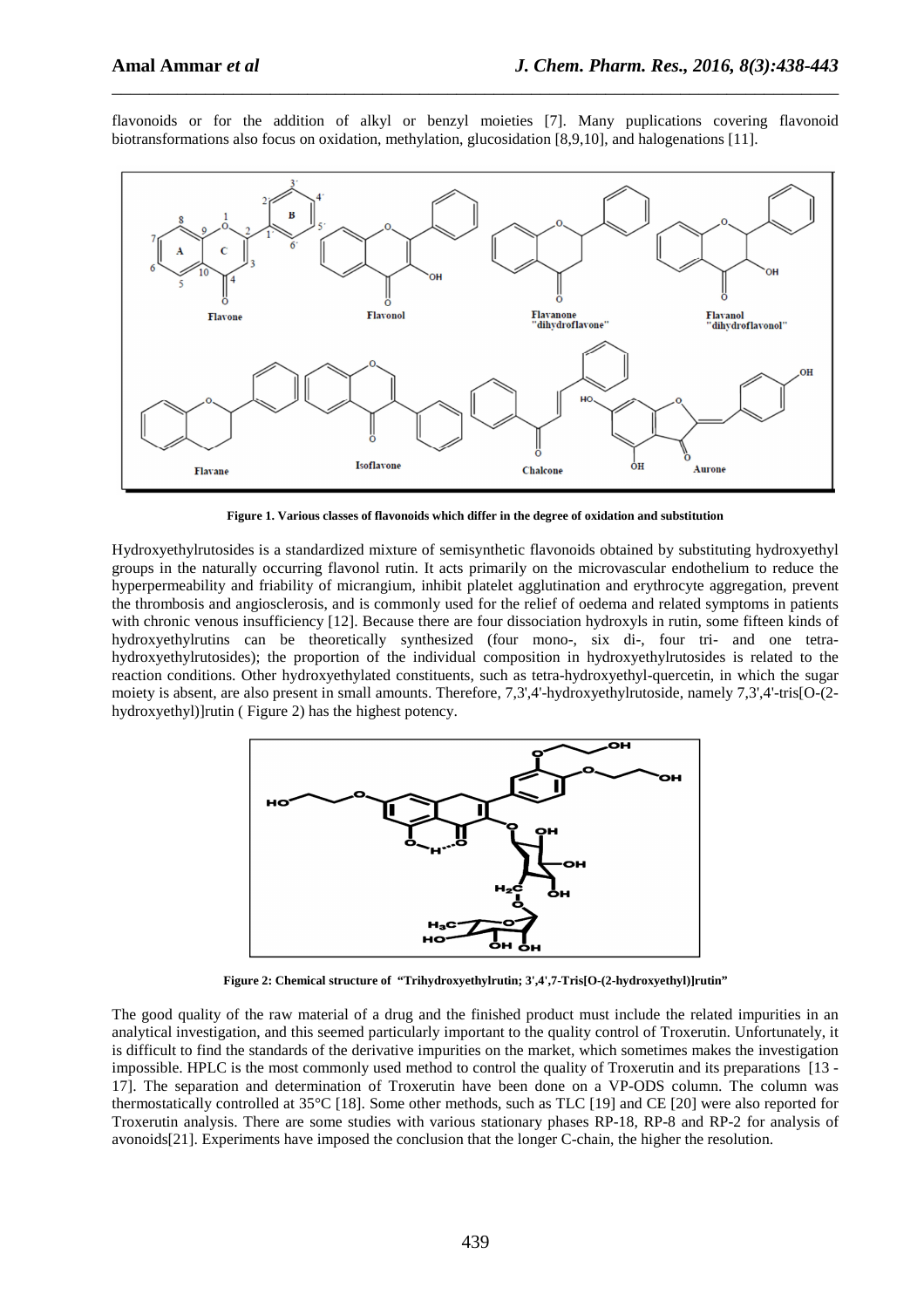flavonoids or for the addition of alkyl or benzyl moieties [7]. Many puplications covering flavonoid biotransformations also focus on oxidation, methylation, glucosidation [8,9,10], and halogenations [11].

**Figure 1. Various classes of flavonoids which differ in the degree of oxidation and substitution**

Hydroxyethylrutosides is a standardized mixture of semisynthetic flavonoids obtained by substituting hydroxyethyl groups in the naturally occurring flavonol rutin. It acts primarily on the microvascular endothelium to reduce the hyperpermeability and friability of micrangium, inhibit platelet agglutination and erythrocyte aggregation, prevent the thrombosis and angiosclerosis, and is commonly used for the relief of oedema and related symptoms in patients with chronic venous insufficiency [12]. Because there are four dissociation hydroxyls in rutin, some fifteen kinds of hydroxyethylrutins can be theoretically synthesized (four mono-, six di-, four tri- and one tetra-hydroxyethylrutosides); the proportion of the individual composition in hydroxyethylrutosides is related to the reaction conditions. Other hydroxyethylated constituents, such as tetra-hydroxyethyl-quercetin, in which the sugar moiety is absent, are also present in small amounts. Therefore, 7,3',4'-hydroxyethylrutoside, namely 7,3',4'-tris[O-(2-hydroxyethyl)]rutin ( Figure 2) has the highest potency.

**Figure 2: Chemical structure of "Trihydroxyethylrutin; 3',4',7-Tris[O-(2-hydroxyethyl)]rutin"**

The good quality of the raw material of a drug and the finished product must include the related impurities in an analytical investigation, and this seemed particularly important to the quality control of Troxerutin. Unfortunately, it is difficult to find the standards of the derivative impurities on the market, which sometimes makes the investigation impossible. HPLC is the most commonly used method to control the quality of Troxerutin and its preparations [13 - 17]. The separation and determination of Troxerutin have been done on a VP-ODS column. The column was thermostatically controlled at 35°C [18]. Some other methods, such as TLC [19] and CE [20] were also reported for Troxerutin analysis. There are some studies with various stationary phases RP-18, RP-8 and RP-2 for analysis of avonoids[21]. Experiments have imposed the conclusion that the longer C-chain, the higher the resolution.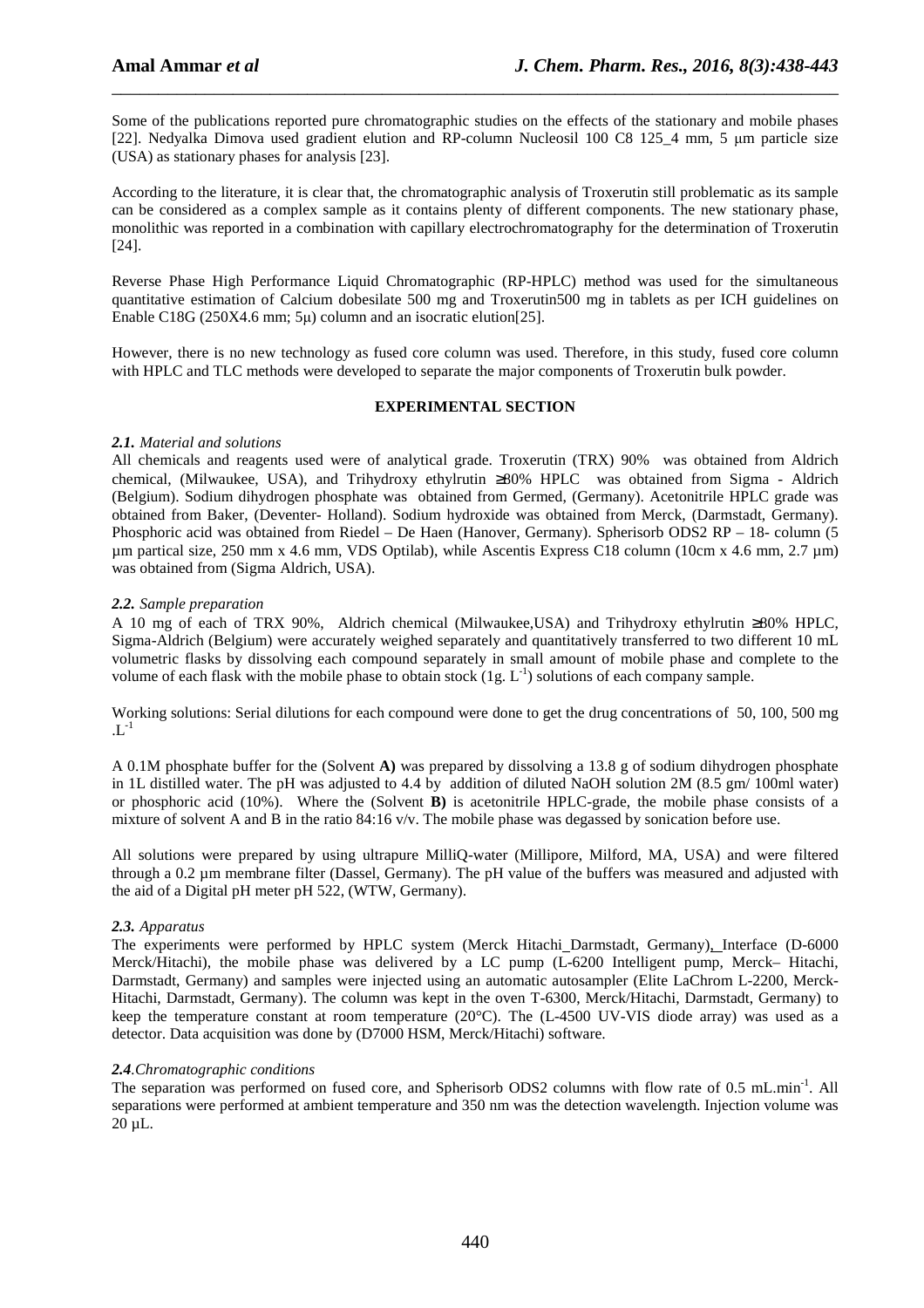Some of the publications reported pure chromatographic studies on the effects of the stationary and mobile phases [22]. Nedyalka Dimova used gradient elution and RP-column Nucleosil 100 C8 125_4 mm, 5 µm particle size (USA) as stationary phases for analysis [23].

According to the literature, it is clear that, the chromatographic analysis of Troxerutin still problematic as its sample can be considered as a complex sample as it contains plenty of different components. The new stationary phase, monolithic was reported in a combination with capillary electrochromatography for the determination of Troxerutin [24].

Reverse Phase High Performance Liquid Chromatographic (RP-HPLC) method was used for the simultaneous quantitative estimation of Calcium dobesilate 500 mg and Troxerutin500 mg in tablets as per ICH guidelines on Enable C18G (250X4.6 mm; 5µ) column and an isocratic elution[25].

However, there is no new technology as fused core column was used. Therefore, in this study, fused core column with HPLC and TLC methods were developed to separate the major components of Troxerutin bulk powder.

## EXPERIMENTAL SECTION

### *2.1. Material and solutions*

All chemicals and reagents used were of analytical grade. Troxerutin (TRX) 90% was obtained from Aldrich chemical, (Milwaukee, USA), and Trihydroxy ethylrutin ≥80% HPLC was obtained from Sigma - Aldrich (Belgium). Sodium dihydrogen phosphate was obtained from Germed, (Germany). Acetonitrile HPLC grade was obtained from Baker, (Deventer- Holland). Sodium hydroxide was obtained from Merck, (Darmstadt, Germany). Phosphoric acid was obtained from Riedel – De Haen (Hanover, Germany). Spherisorb ODS2 RP – 18- column (5 µm partical size, 250 mm x 4.6 mm, VDS Optilab), while Ascentis Express C18 column (10cm x 4.6 mm, 2.7 µm) was obtained from (Sigma Aldrich, USA).

### *2.2. Sample preparation*

A 10 mg of each of TRX 90%, Aldrich chemical (Milwaukee,USA) and Trihydroxy ethylrutin ≥80% HPLC, Sigma-Aldrich (Belgium) were accurately weighed separately and quantitatively transferred to two different 10 mL volumetric flasks by dissolving each compound separately in small amount of mobile phase and complete to the volume of each flask with the mobile phase to obtain stock (1g. $L^{-1}$) solutions of each company sample.

Working solutions: Serial dilutions for each compound were done to get the drug concentrations of 50, 100, 500 mg .$L^{-1}$

A 0.1M phosphate buffer for the (Solvent **A)** was prepared by dissolving a 13.8 g of sodium dihydrogen phosphate in 1L distilled water. The pH was adjusted to 4.4 by addition of diluted NaOH solution 2M (8.5 gm/ 100ml water) or phosphoric acid (10%). Where the (Solvent **B)** is acetonitrile HPLC-grade, the mobile phase consists of a mixture of solvent A and B in the ratio 84:16 v/v. The mobile phase was degassed by sonication before use.

All solutions were prepared by using ultrapure MilliQ-water (Millipore, Milford, MA, USA) and were filtered through a 0.2 µm membrane filter (Dassel, Germany). The pH value of the buffers was measured and adjusted with the aid of a Digital pH meter pH 522, (WTW, Germany).

### *2.3. Apparatus*

The experiments were performed by HPLC system (Merck Hitachi_Darmstadt, Germany), Interface (D-6000 Merck/Hitachi), the mobile phase was delivered by a LC pump (L-6200 Intelligent pump, Merck– Hitachi, Darmstadt, Germany) and samples were injected using an automatic autosampler (Elite LaChrom L-2200, Merck-Hitachi, Darmstadt, Germany). The column was kept in the oven T-6300, Merck/Hitachi, Darmstadt, Germany) to keep the temperature constant at room temperature (20°C). The (L-4500 UV-VIS diode array) was used as a detector. Data acquisition was done by (D7000 HSM, Merck/Hitachi) software.

### *2.4.Chromatographic conditions*

The separation was performed on fused core, and Spherisorb ODS2 columns with flow rate of 0.5 mL.min$^{-1}$. All separations were performed at ambient temperature and 350 nm was the detection wavelength. Injection volume was 20 µL.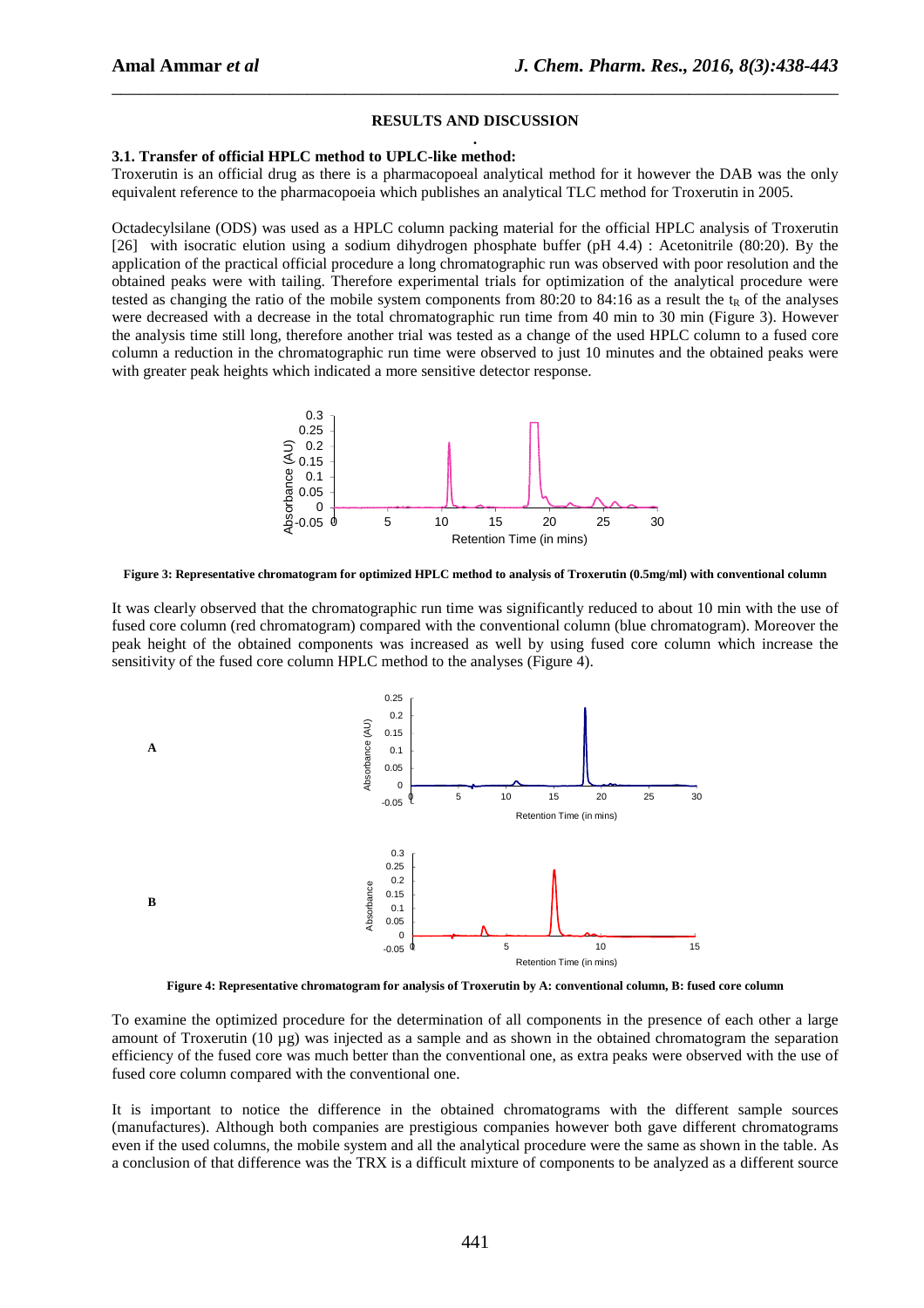## RESULTS AND DISCUSSION

### 3.1. Transfer of official HPLC method to UPLC-like method:

Troxerutin is an official drug as there is a pharmacopoeal analytical method for it however the DAB was the only equivalent reference to the pharmacopoeia which publishes an analytical TLC method for Troxerutin in 2005.

Octadecylsilane (ODS) was used as a HPLC column packing material for the official HPLC analysis of Troxerutin [26] with isocratic elution using a sodium dihydrogen phosphate buffer (pH 4.4) : Acetonitrile (80:20). By the application of the practical official procedure a long chromatographic run was observed with poor resolution and the obtained peaks were with tailing. Therefore experimental trials for optimization of the analytical procedure were tested as changing the ratio of the mobile system components from 80:20 to 84:16 as a result the $t_R$ of the analyses were decreased with a decrease in the total chromatographic run time from 40 min to 30 min (Figure 3). However the analysis time still long, therefore another trial was tested as a change of the used HPLC column to a fused core column a reduction in the chromatographic run time were observed to just 10 minutes and the obtained peaks were with greater peak heights which indicated a more sensitive detector response.

**Figure 3: Representative chromatogram for optimized HPLC method to analysis of Troxerutin (0.5mg/ml) with conventional column**

It was clearly observed that the chromatographic run time was significantly reduced to about 10 min with the use of fused core column (red chromatogram) compared with the conventional column (blue chromatogram). Moreover the peak height of the obtained components was increased as well by using fused core column which increase the sensitivity of the fused core column HPLC method to the analyses (Figure 4).

**Figure 4: Representative chromatogram for analysis of Troxerutin by A: conventional column, B: fused core column**

To examine the optimized procedure for the determination of all components in the presence of each other a large amount of Troxerutin (10 µg) was injected as a sample and as shown in the obtained chromatogram the separation efficiency of the fused core was much better than the conventional one, as extra peaks were observed with the use of fused core column compared with the conventional one.

It is important to notice the difference in the obtained chromatograms with the different sample sources (manufactures). Although both companies are prestigious companies however both gave different chromatograms even if the used columns, the mobile system and all the analytical procedure were the same as shown in the table. As a conclusion of that difference was the TRX is a difficult mixture of components to be analyzed as a different source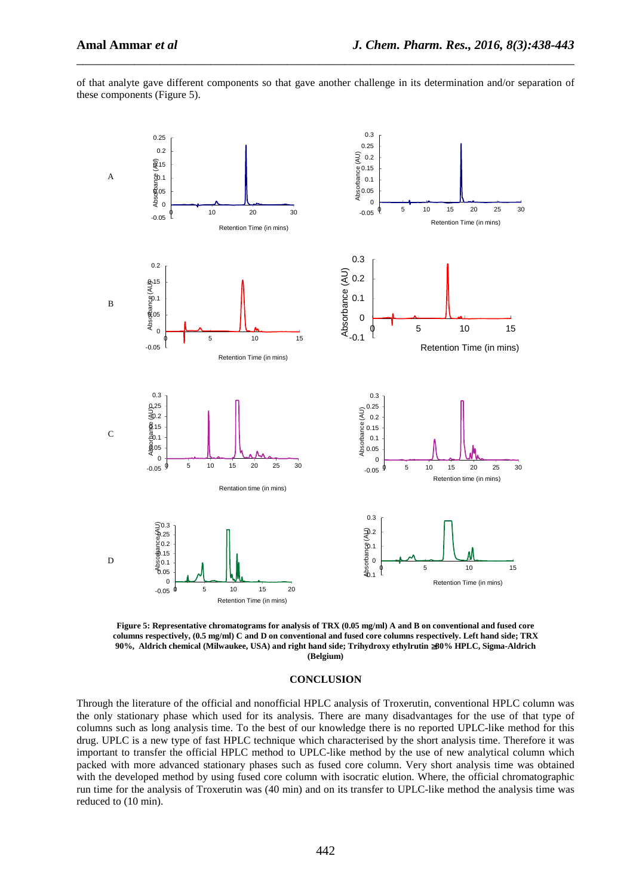of that analyte gave different components so that gave another challenge in its determination and/or separation of these components (Figure 5).

**Figure 5: Representative chromatograms for analysis of TRX (0.05 mg/ml) A and B on conventional and fused core columns respectively, (0.5 mg/ml) C and D on conventional and fused core columns respectively. Left hand side; TRX 90%, Aldrich chemical (Milwaukee, USA) and right hand side; Trihydroxy ethylrutin ≥80% HPLC, Sigma-Aldrich (Belgium)**

## CONCLUSION

Through the literature of the official and nonofficial HPLC analysis of Troxerutin, conventional HPLC column was the only stationary phase which used for its analysis. There are many disadvantages for the use of that type of columns such as long analysis time. To the best of our knowledge there is no reported UPLC-like method for this drug. UPLC is a new type of fast HPLC technique which characterised by the short analysis time. Therefore it was important to transfer the official HPLC method to UPLC-like method by the use of new analytical column which packed with more advanced stationary phases such as fused core column. Very short analysis time was obtained with the developed method by using fused core column with isocratic elution. Where, the official chromatographic run time for the analysis of Troxerutin was (40 min) and on its transfer to UPLC-like method the analysis time was reduced to (10 min).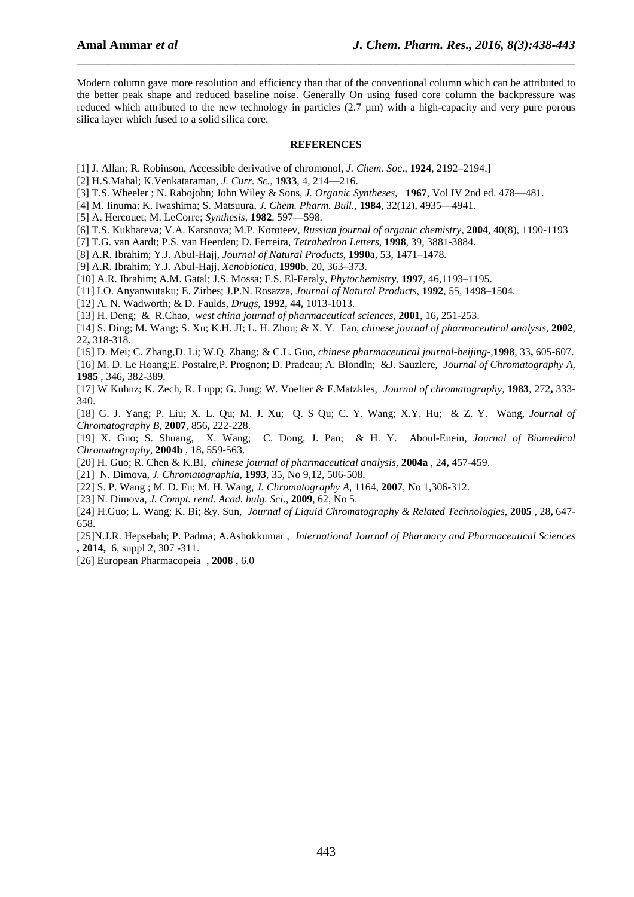Modern column gave more resolution and efficiency than that of the conventional column which can be attributed to the better peak shape and reduced baseline noise. Generally On using fused core column the backpressure was reduced which attributed to the new technology in particles (2.7 µm) with a high-capacity and very pure porous silica layer which fused to a solid silica core.

## REFERENCES

[1] J. Allan; R. Robinson, Accessible derivative of chromonol, *J. Chem. Soc*., **1924**, 2192–2194.]

[2] H.S.Mahal; K.Venkataraman, *J. Curr. Sc.*, **1933**, 4, 214—216.

[3] T.S. Wheeler ; N. Rabojohn; John Wiley & Sons, *J. Organic Syntheses*, **1967**, Vol IV 2nd ed. 478—481.

[4] M. Iinuma; K. Iwashima; S. Matsuura, *J. Chem. Pharm. Bull.*, **1984**, 32(12), 4935—4941.

[5] A. Hercouet; M. LeCorre; *Synthesis*, **1982**, 597—598.

[6] T.S. Kukhareva; V.A. Karsnova; M.P. Koroteev, *Russian journal of organic chemistry*, **2004**, 40(8), 1190-1193

[7] T.G. van Aardt; P.S. van Heerden; D. Ferreira, *Tetrahedron Letters*, **1998**, 39, 3881-3884.

[8] A.R. Ibrahim; Y.J. Abul-Hajj, *Journal of Natural Products*, **1990**a, 53, 1471–1478.

[9] A.R. Ibrahim; Y.J. Abul-Hajj, *Xenobiotica*, **1990**b, 20, 363–373.

[10] A.R. Ibrahim; A.M. Gatal; J.S. Mossa; F.S. El-Feraly, *Phytochemistry*, **1997**, 46,1193–1195.

[11] I.O. Anyanwutaku; E. Zirbes; J.P.N. Rosazza, *Journal of Natural Products*, **1992**, 55, 1498–1504.

[12] A. N. Wadworth; & D. Faulds, *Drugs*, **1992**, 44**,** 1013-1013.

[13] H. Deng; & R.Chao, *west china journal of pharmaceutical sciences*, **2001**, 16**,** 251-253.

[14] S. Ding; M. Wang; S. Xu; K.H. JI; L. H. Zhou; & X. Y. Fan, *chinese journal of pharmaceutical analysis*, **2002**, 22**,** 318-318.

[15] D. Mei; C. Zhang,D. Li; W.Q. Zhang; & C.L. Guo, *chinese pharmaceutical journal-beijing-*,**1998**, 33**,** 605-607.

[16] M. D. Le Hoang;E. Postalre,P. Prognon; D. Pradeau; A. Blondln; &J. Sauzlere, *Journal of Chromatography A*, **1985** , 346**,** 382-389.

[17] W Kuhnz; K. Zech, R. Lupp; G. Jung; W. Voelter & F.Matzkles, *Journal of chromatography*, **1983**, 272**,** 333-340.

[18] G. J. Yang; P. Liu; X. L. Qu; M. J. Xu; Q. S Qu; C. Y. Wang; X.Y. Hu; & Z. Y. Wang, *Journal of Chromatography B*, **2007**, 856**,** 222-228.

[19] X. Guo; S. Shuang, X. Wang; C. Dong, J. Pan; & H. Y. Aboul-Enein, *Journal of Biomedical Chromatography*, **2004b** , 18**,** 559-563.

[20] H. Guo; R. Chen & K.BI, *chinese journal of pharmaceutical analysis,* **2004a** , 24**,** 457-459.

[21] N. Dimova, *J. Chromatographia*, **1993**, 35, No 9,12, 506-508.

[22] S. P. Wang ; M. D. Fu; M. H. Wang, *J. Chromatography A*, 1164, **2007**, No 1,306-312.

[23] N. Dimova, *J. Compt. rend. Acad. bulg. Sci*., **2009**, 62, No 5.

[24] H.Guo; L. Wang; K. Bi; &y. Sun, *Journal of Liquid Chromatography & Related Technologies*, **2005** , 28**,** 647-658.

[25]N.J.R. Hepsebah; P. Padma; A.Ashokkumar , *International Journal of Pharmacy and Pharmaceutical Sciences* **, 2014,** 6, suppl 2, 307 -311.

[26] European Pharmacopeia , **2008** , 6.0